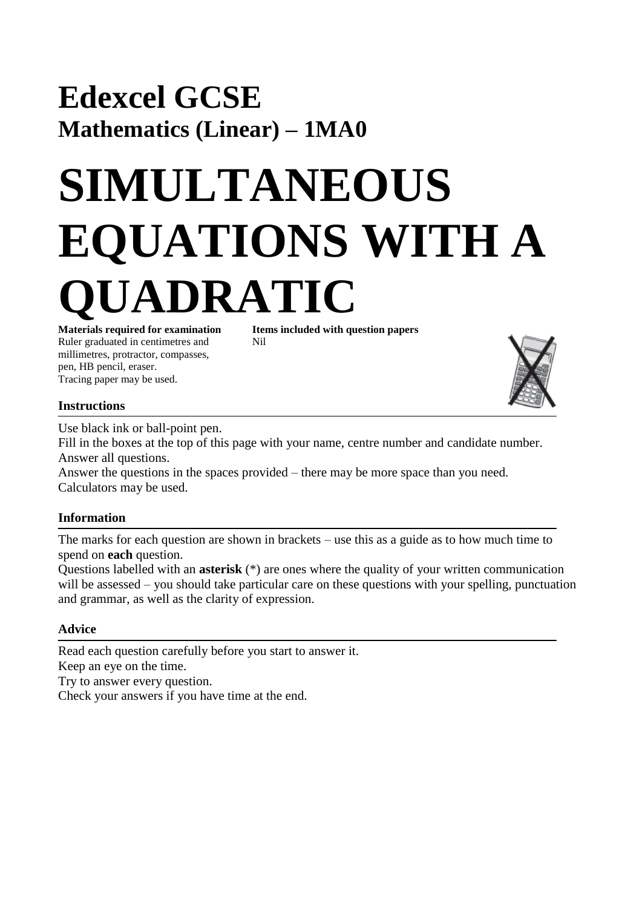# Edexcel GCSE

## Mathematics (Linear) – 1MA0

# SIMULTANEOUS EQUATIONS WITH A QUADRATIC

**Materials required for examination**
Ruler graduated in centimetres and millimetres, protractor, compasses, pen, HB pencil, eraser.
Tracing paper may be used.

**Items included with question papers**
Nil

### Instructions

Use black ink or ball-point pen.
Fill in the boxes at the top of this page with your name, centre number and candidate number.
Answer all questions.
Answer the questions in the spaces provided – there may be more space than you need.
Calculators may be used.

### Information

The marks for each question are shown in brackets – use this as a guide as to how much time to spend on **each** question.
Questions labelled with an **asterisk** (*) are ones where the quality of your written communication will be assessed – you should take particular care on these questions with your spelling, punctuation and grammar, as well as the clarity of expression.

### Advice

Read each question carefully before you start to answer it.
Keep an eye on the time.
Try to answer every question.
Check your answers if you have time at the end.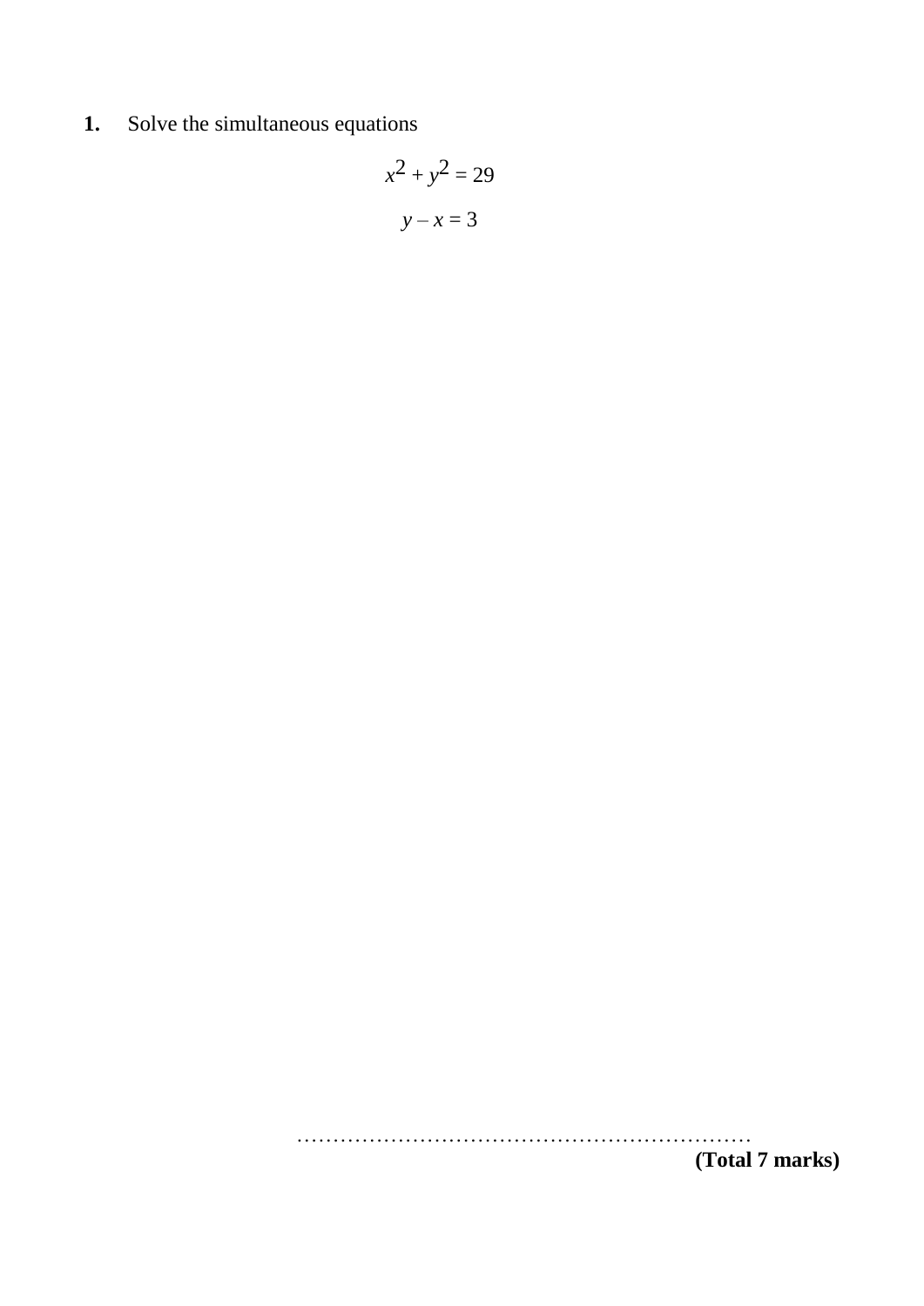**1.** Solve the simultaneous equations

$$x^2 + y^2 = 29$$

$$y - x = 3$$

……………………………………………………………

**(Total 7 marks)**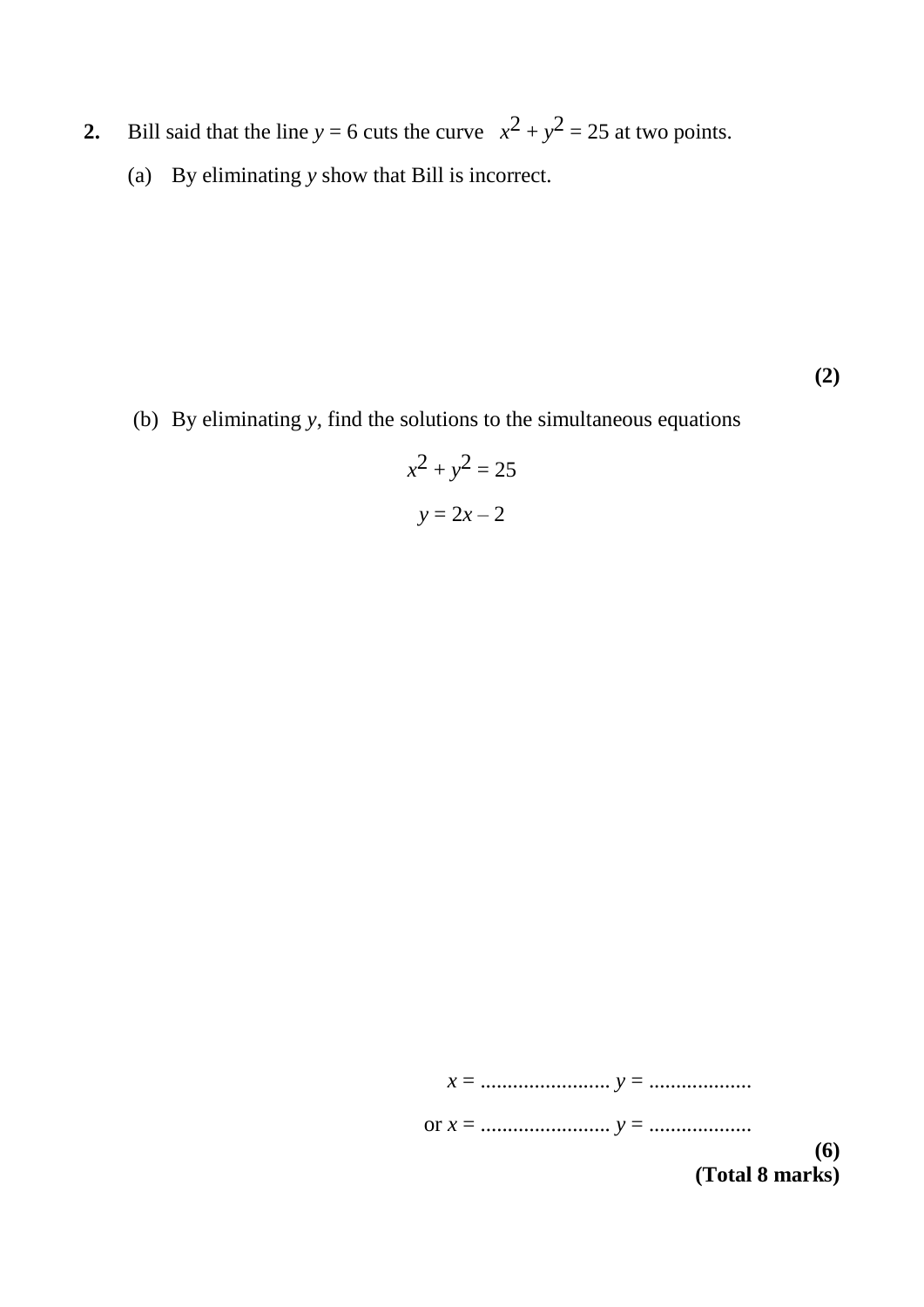**2.** Bill said that the line $y = 6$ cuts the curve $x^2 + y^2 = 25$ at two points.

(a) By eliminating $y$ show that Bill is incorrect.

**(2)**

(b) By eliminating $y$, find the solutions to the simultaneous equations

$$x^2 + y^2 = 25$$

$$y = 2x - 2$$

$x$ = ........................ $y$ = ...................

or $x$ = ........................ $y$ = ...................

**(6)**
**(Total 8 marks)**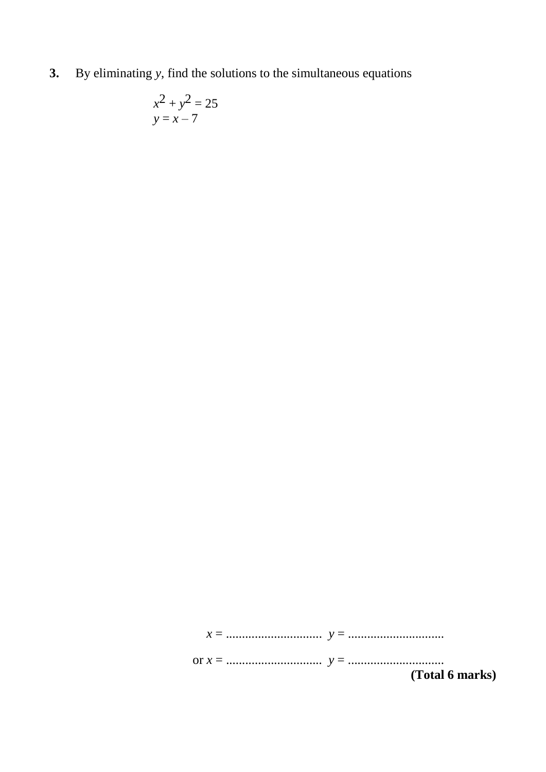**3.** By eliminating $y$, find the solutions to the simultaneous equations

$$x^2 + y^2 = 25$$
$$y = x - 7$$

$x$ = .............................. $y$ = ..............................

or $x$ = .............................. $y$ = ..............................

**(Total 6 marks)**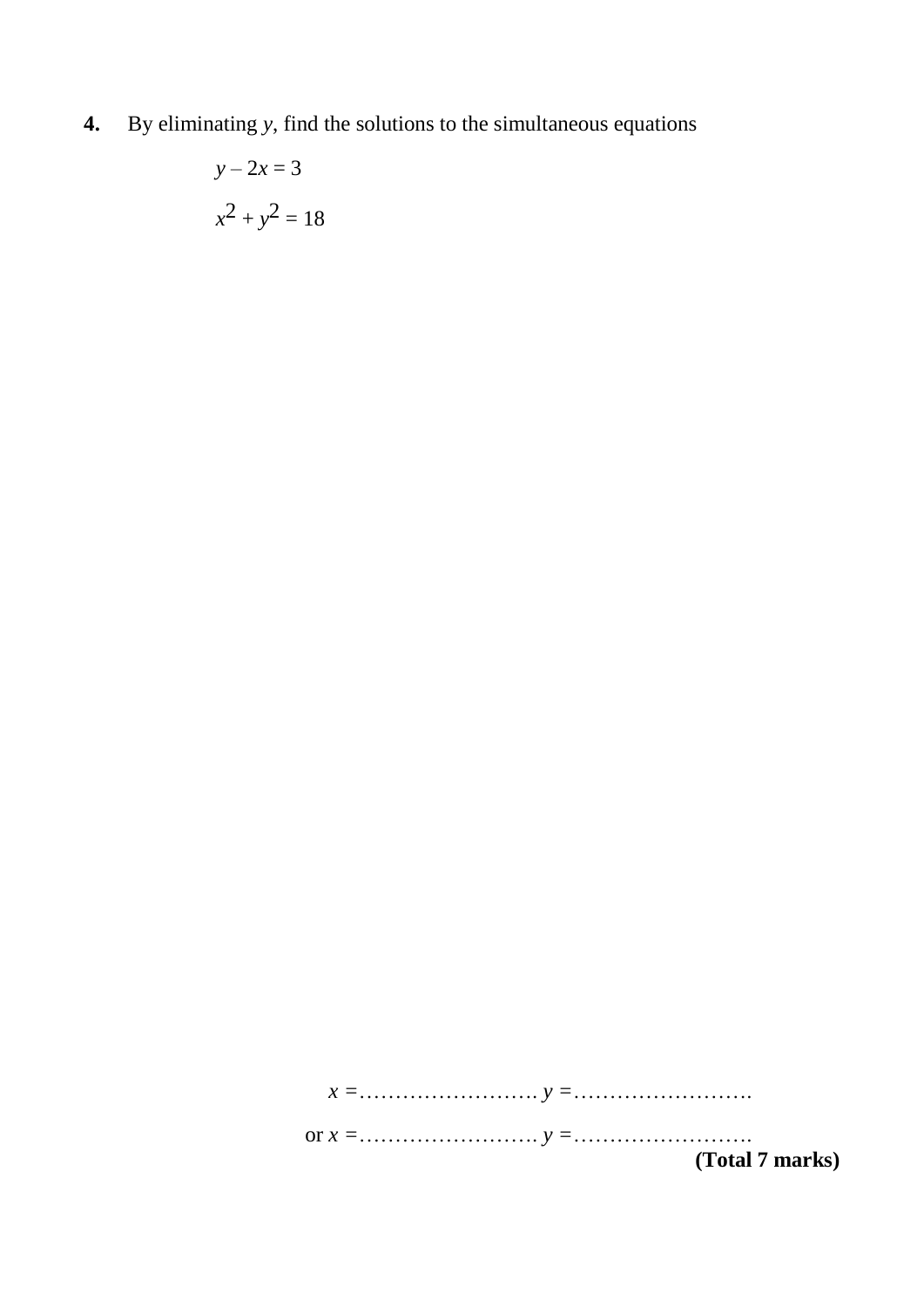**4.** By eliminating $y$, find the solutions to the simultaneous equations

$$y - 2x = 3$$

$$x^2 + y^2 = 18$$

$x$ =……………………. $y$ =…………………….

or $x$ =……………………. $y$ =…………………….

**(Total 7 marks)**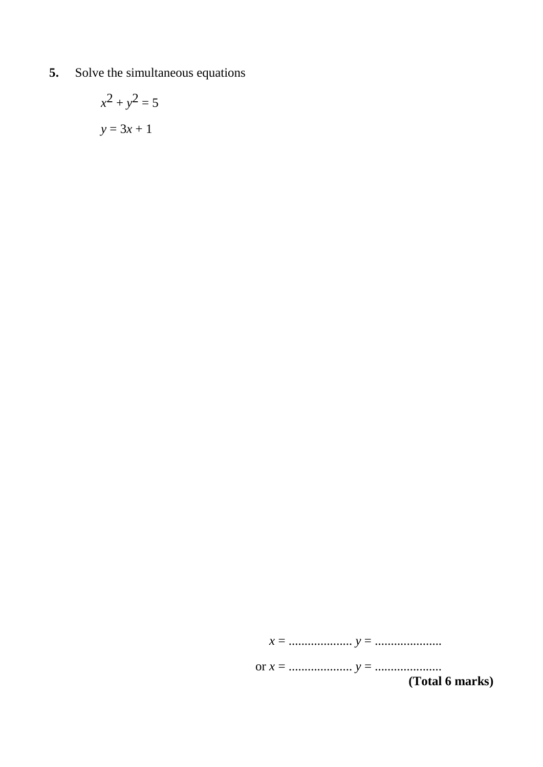**5.** Solve the simultaneous equations

$$x^2 + y^2 = 5$$

$$y = 3x + 1$$

$x$ = .................... $y$ = .....................

or $x$ = .................... $y$ = .....................

**(Total 6 marks)**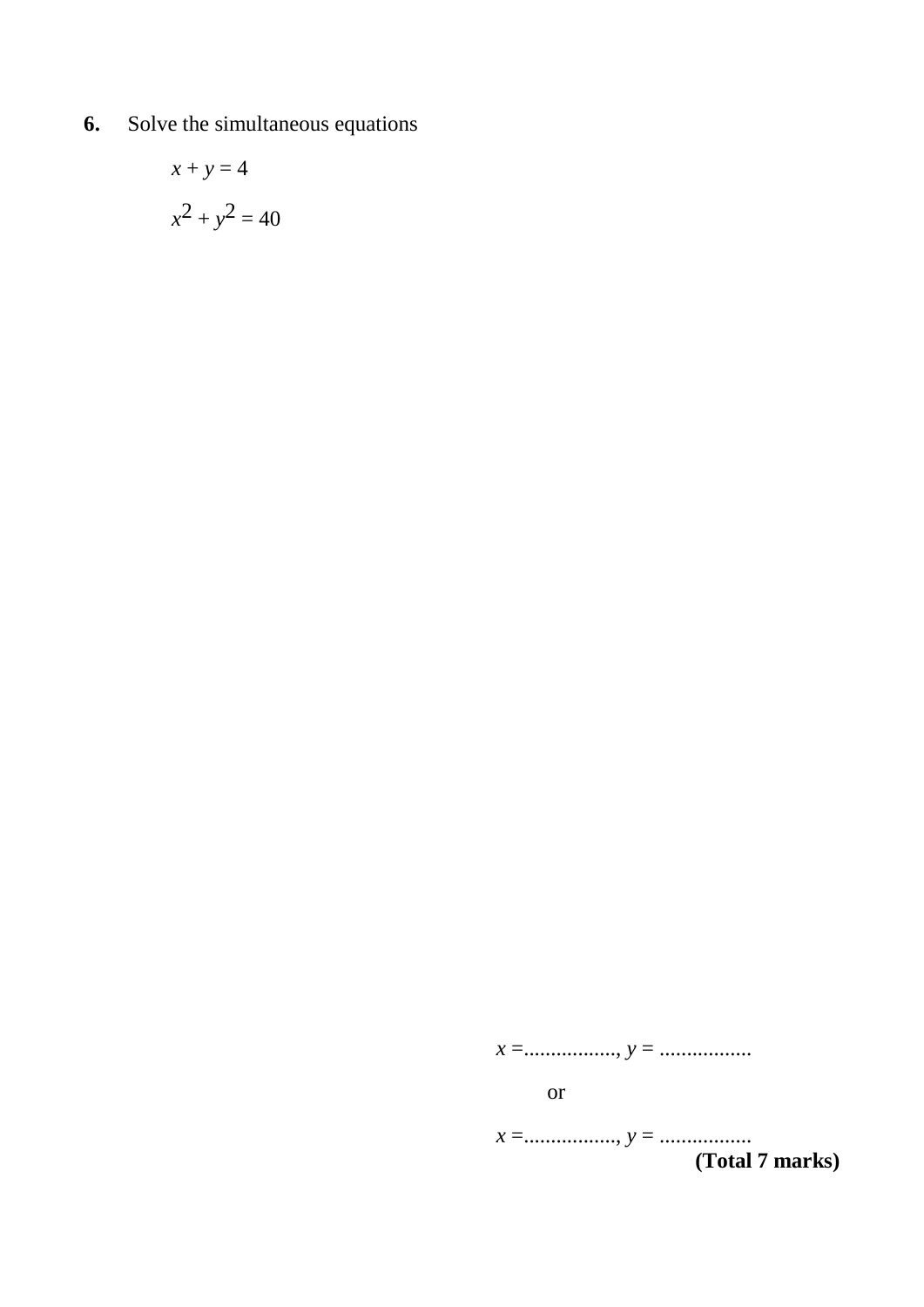**6.** Solve the simultaneous equations

$$x + y = 4$$

$$x^2 + y^2 = 40$$

$x$ =................., $y$ = .................

or

$x$ =................., $y$ = .................

**(Total 7 marks)**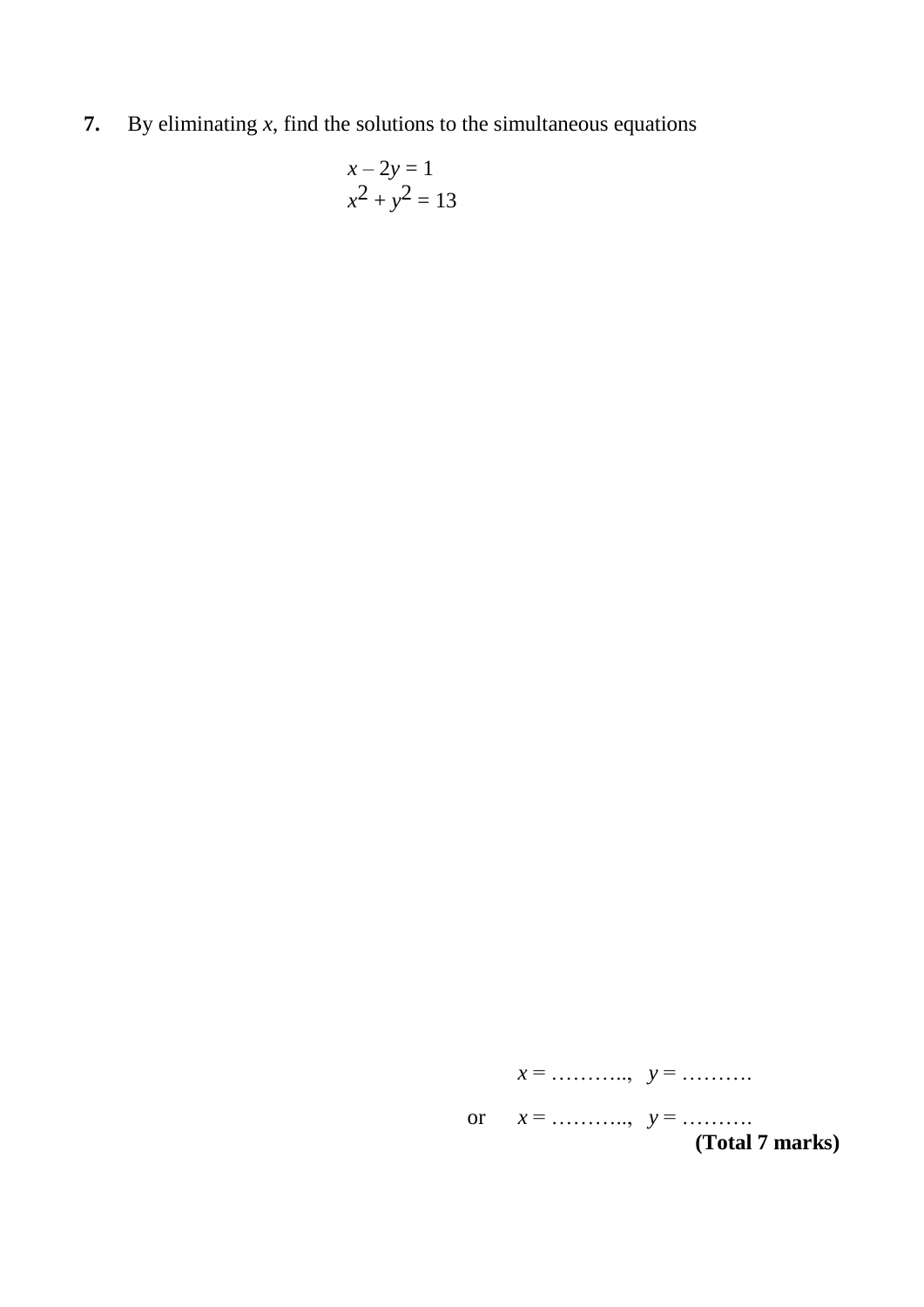**7.** By eliminating $x$, find the solutions to the simultaneous equations

$$x - 2y = 1$$
$$x^2 + y^2 = 13$$

$x =$ ……….., $y =$ ……….

or $x =$ ……….., $y =$ ……….

**(Total 7 marks)**